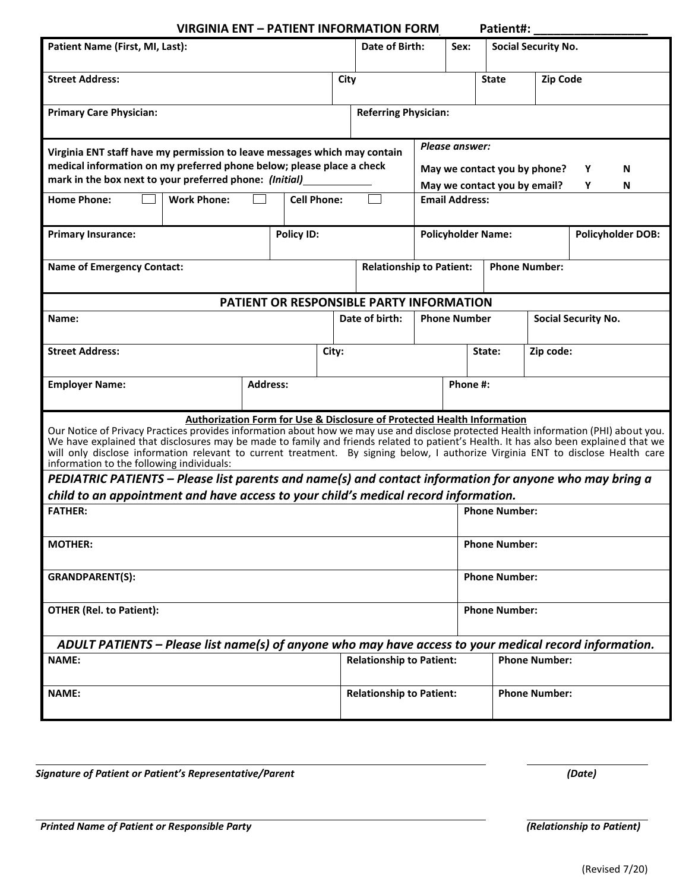# VIRGINIA ENT – PATIENT INFORMATION FORM

**Patient#:** _________________

| | | | |
|---|---|---|---|
| **Patient Name (First, MI, Last):** | **Date of Birth:** | **Sex:** | **Social Security No.** |

| | | | |
|---|---|---|---|
| **Street Address:** | **City** | **State** | **Zip Code** |

| | |
|---|---|
| **Primary Care Physician:** | **Referring Physician:** |

**Virginia ENT staff have my permission to leave messages which may contain medical information on my preferred phone below; please place a check mark in the box next to your preferred phone: *(Initial)*___________**

*Please answer:*

**May we contact you by phone? Y N**

**May we contact you by email? Y N**

| | | | |
|---|---|---|---|
| **Home Phone:** ☐ | **Work Phone:** ☐ | **Cell Phone:** ☐ | **Email Address:** |

| | | | |
|---|---|---|---|
| **Primary Insurance:** | **Policy ID:** | **Policyholder Name:** | **Policyholder DOB:** |

| | | |
|---|---|---|
| **Name of Emergency Contact:** | **Relationship to Patient:** | **Phone Number:** |

## PATIENT OR RESPONSIBLE PARTY INFORMATION

| | | | |
|---|---|---|---|
| **Name:** | **Date of birth:** | **Phone Number** | **Social Security No.** |

| | | | |
|---|---|---|---|
| **Street Address:** | **City:** | **State:** | **Zip code:** |

| | | |
|---|---|---|
| **Employer Name:** | **Address:** | **Phone #:** |

### Authorization Form for Use & Disclosure of Protected Health Information

Our Notice of Privacy Practices provides information about how we may use and disclose protected Health information (PHI) about you. We have explained that disclosures may be made to family and friends related to patient's Health. It has also been explained that we will only disclose information relevant to current treatment. By signing below, I authorize Virginia ENT to disclose Health care information to the following individuals:

***PEDIATRIC PATIENTS – Please list parents and name(s) and contact information for anyone who may bring a child to an appointment and have access to your child's medical record information.***

| | |
|---|---|
| **FATHER:** | **Phone Number:** |
| **MOTHER:** | **Phone Number:** |
| **GRANDPARENT(S):** | **Phone Number:** |
| **OTHER (Rel. to Patient):** | **Phone Number:** |

***ADULT PATIENTS – Please list name(s) of anyone who may have access to your medical record information.***

| | | |
|---|---|---|
| **NAME:** | **Relationship to Patient:** | **Phone Number:** |
| **NAME:** | **Relationship to Patient:** | **Phone Number:** |

_________________________________________________ ______________

***Signature of Patient or Patient's Representative/Parent*** ***(Date)***

_________________________________________________ ______________

***Printed Name of Patient or Responsible Party*** ***(Relationship to Patient)***

(Revised 7/20)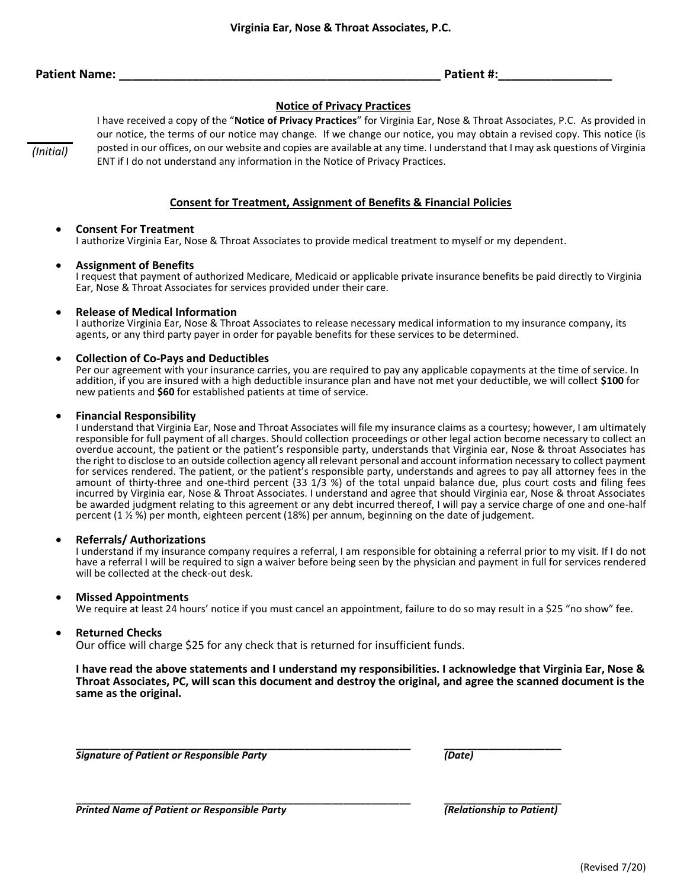**Virginia Ear, Nose & Throat Associates, P.C.**

**Patient Name: ___________________________________________________ Patient #:_________________**

**Notice of Privacy Practices**

______ *(Initial)*

I have received a copy of the "**Notice of Privacy Practices**" for Virginia Ear, Nose & Throat Associates, P.C. As provided in our notice, the terms of our notice may change. If we change our notice, you may obtain a revised copy. This notice (is posted in our offices, on our website and copies are available at any time. I understand that I may ask questions of Virginia ENT if I do not understand any information in the Notice of Privacy Practices.

**Consent for Treatment, Assignment of Benefits & Financial Policies**

- **Consent For Treatment**
  I authorize Virginia Ear, Nose & Throat Associates to provide medical treatment to myself or my dependent.

- **Assignment of Benefits**
  I request that payment of authorized Medicare, Medicaid or applicable private insurance benefits be paid directly to Virginia Ear, Nose & Throat Associates for services provided under their care.

- **Release of Medical Information**
  I authorize Virginia Ear, Nose & Throat Associates to release necessary medical information to my insurance company, its agents, or any third party payer in order for payable benefits for these services to be determined.

- **Collection of Co-Pays and Deductibles**
  Per our agreement with your insurance carriers, you are required to pay any applicable copayments at the time of service. In addition, if you are insured with a high deductible insurance plan and have not met your deductible, we will collect **$100** for new patients and **$60** for established patients at time of service.

- **Financial Responsibility**
  I understand that Virginia Ear, Nose and Throat Associates will file my insurance claims as a courtesy; however, I am ultimately responsible for full payment of all charges. Should collection proceedings or other legal action become necessary to collect an overdue account, the patient or the patient's responsible party, understands that Virginia ear, Nose & throat Associates has the right to disclose to an outside collection agency all relevant personal and account information necessary to collect payment for services rendered. The patient, or the patient's responsible party, understands and agrees to pay all attorney fees in the amount of thirty-three and one-third percent (33 1/3 %) of the total unpaid balance due, plus court costs and filing fees incurred by Virginia ear, Nose & Throat Associates. I understand and agree that should Virginia ear, Nose & throat Associates be awarded judgment relating to this agreement or any debt incurred thereof, I will pay a service charge of one and one-half percent (1 ½ %) per month, eighteen percent (18%) per annum, beginning on the date of judgement.

- **Referrals/ Authorizations**
  I understand if my insurance company requires a referral, I am responsible for obtaining a referral prior to my visit. If I do not have a referral I will be required to sign a waiver before being seen by the physician and payment in full for services rendered will be collected at the check-out desk.

- **Missed Appointments**
  We require at least 24 hours' notice if you must cancel an appointment, failure to do so may result in a $25 "no show" fee.

- **Returned Checks**
  Our office will charge $25 for any check that is returned for insufficient funds.

**I have read the above statements and I understand my responsibilities. I acknowledge that Virginia Ear, Nose & Throat Associates, PC, will scan this document and destroy the original, and agree the scanned document is the same as the original.**

___________________________________________________________ ____________________
***Signature of Patient or Responsible Party*** ***(Date)***

___________________________________________________________ ____________________
***Printed Name of Patient or Responsible Party*** ***(Relationship to Patient)***

(Revised 7/20)